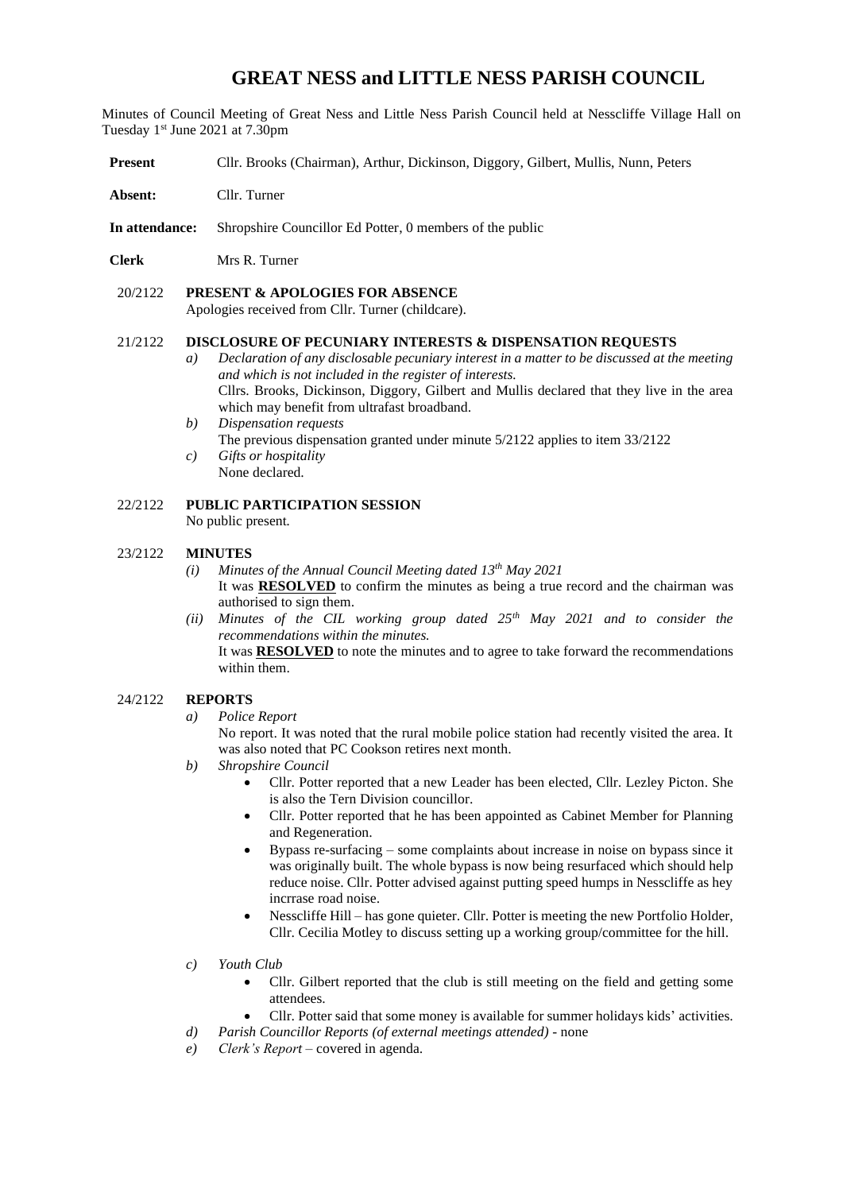# GREAT NESS and LITTLE NESS PARISH COUNCIL

Minutes of Council Meeting of Great Ness and Little Ness Parish Council held at Nesscliffe Village Hall on Tuesday 1st June 2021 at 7.30pm

**Present** Cllr. Brooks (Chairman), Arthur, Dickinson, Diggory, Gilbert, Mullis, Nunn, Peters

**Absent:** Cllr. Turner

**In attendance:** Shropshire Councillor Ed Potter, 0 members of the public

**Clerk** Mrs R. Turner

20/2122 **PRESENT & APOLOGIES FOR ABSENCE**
Apologies received from Cllr. Turner (childcare).

21/2122 **DISCLOSURE OF PECUNIARY INTERESTS & DISPENSATION REQUESTS**

*a) Declaration of any disclosable pecuniary interest in a matter to be discussed at the meeting and which is not included in the register of interests.*
Cllrs. Brooks, Dickinson, Diggory, Gilbert and Mullis declared that they live in the area which may benefit from ultrafast broadband.

*b) Dispensation requests*
The previous dispensation granted under minute 5/2122 applies to item 33/2122

*c) Gifts or hospitality*
None declared.

22/2122 **PUBLIC PARTICIPATION SESSION**
No public present.

23/2122 **MINUTES**

*(i) Minutes of the Annual Council Meeting dated 13th May 2021*
It was **RESOLVED** to confirm the minutes as being a true record and the chairman was authorised to sign them.

*(ii) Minutes of the CIL working group dated 25th May 2021 and to consider the recommendations within the minutes.*
It was **RESOLVED** to note the minutes and to agree to take forward the recommendations within them.

24/2122 **REPORTS**

*a) Police Report*
No report. It was noted that the rural mobile police station had recently visited the area. It was also noted that PC Cookson retires next month.

*b) Shropshire Council*
- Cllr. Potter reported that a new Leader has been elected, Cllr. Lezley Picton. She is also the Tern Division councillor.
- Cllr. Potter reported that he has been appointed as Cabinet Member for Planning and Regeneration.
- Bypass re-surfacing – some complaints about increase in noise on bypass since it was originally built. The whole bypass is now being resurfaced which should help reduce noise. Cllr. Potter advised against putting speed humps in Nesscliffe as hey incrrase road noise.
- Nesscliffe Hill – has gone quieter. Cllr. Potter is meeting the new Portfolio Holder, Cllr. Cecilia Motley to discuss setting up a working group/committee for the hill.

*c) Youth Club*
- Cllr. Gilbert reported that the club is still meeting on the field and getting some attendees.
- Cllr. Potter said that some money is available for summer holidays kids' activities.

*d) Parish Councillor Reports (of external meetings attended)* - none

*e) Clerk's Report* – covered in agenda.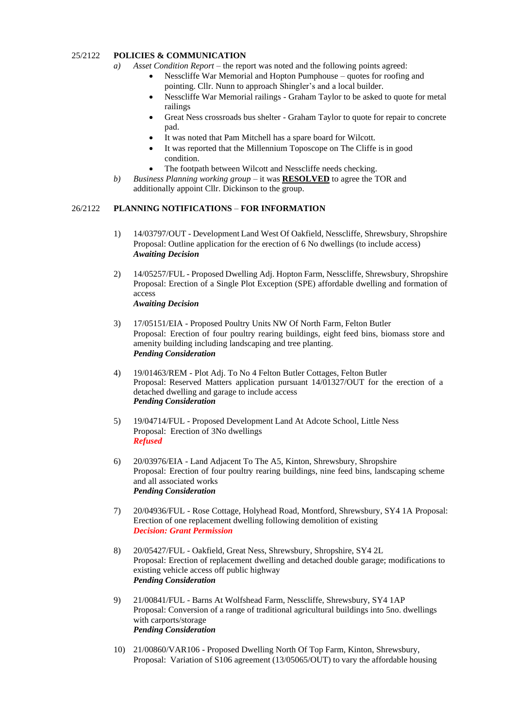25/2122 **POLICIES & COMMUNICATION**

*a)* *Asset Condition Report* – the report was noted and the following points agreed:

- Nesscliffe War Memorial and Hopton Pumphouse – quotes for roofing and pointing. Cllr. Nunn to approach Shingler's and a local builder.
- Nesscliffe War Memorial railings - Graham Taylor to be asked to quote for metal railings
- Great Ness crossroads bus shelter - Graham Taylor to quote for repair to concrete pad.
- It was noted that Pam Mitchell has a spare board for Wilcott.
- It was reported that the Millennium Toposcope on The Cliffe is in good condition.
- The footpath between Wilcott and Nesscliffe needs checking.

*b)* *Business Planning working group* – it was **RESOLVED** to agree the TOR and additionally appoint Cllr. Dickinson to the group.

26/2122 **PLANNING NOTIFICATIONS** – **FOR INFORMATION**

1) 14/03797/OUT - Development Land West Of Oakfield, Nesscliffe, Shrewsbury, Shropshire
Proposal: Outline application for the erection of 6 No dwellings (to include access)
***Awaiting Decision***

2) 14/05257/FUL - Proposed Dwelling Adj. Hopton Farm, Nesscliffe, Shrewsbury, Shropshire
Proposal: Erection of a Single Plot Exception (SPE) affordable dwelling and formation of access
***Awaiting Decision***

3) 17/05151/EIA - Proposed Poultry Units NW Of North Farm, Felton Butler
Proposal: Erection of four poultry rearing buildings, eight feed bins, biomass store and amenity building including landscaping and tree planting.
***Pending Consideration***

4) 19/01463/REM - Plot Adj. To No 4 Felton Butler Cottages, Felton Butler
Proposal: Reserved Matters application pursuant 14/01327/OUT for the erection of a detached dwelling and garage to include access
***Pending Consideration***

5) 19/04714/FUL - Proposed Development Land At Adcote School, Little Ness
Proposal: Erection of 3No dwellings
***Refused***

6) 20/03976/EIA - Land Adjacent To The A5, Kinton, Shrewsbury, Shropshire
Proposal: Erection of four poultry rearing buildings, nine feed bins, landscaping scheme and all associated works
***Pending Consideration***

7) 20/04936/FUL - Rose Cottage, Holyhead Road, Montford, Shrewsbury, SY4 1A Proposal: Erection of one replacement dwelling following demolition of existing
***Decision: Grant Permission***

8) 20/05427/FUL - Oakfield, Great Ness, Shrewsbury, Shropshire, SY4 2L
Proposal: Erection of replacement dwelling and detached double garage; modifications to existing vehicle access off public highway
***Pending Consideration***

9) 21/00841/FUL - Barns At Wolfshead Farm, Nesscliffe, Shrewsbury, SY4 1AP
Proposal: Conversion of a range of traditional agricultural buildings into 5no. dwellings with carports/storage
***Pending Consideration***

10) 21/00860/VAR106 - Proposed Dwelling North Of Top Farm, Kinton, Shrewsbury,
Proposal: Variation of S106 agreement (13/05065/OUT) to vary the affordable housing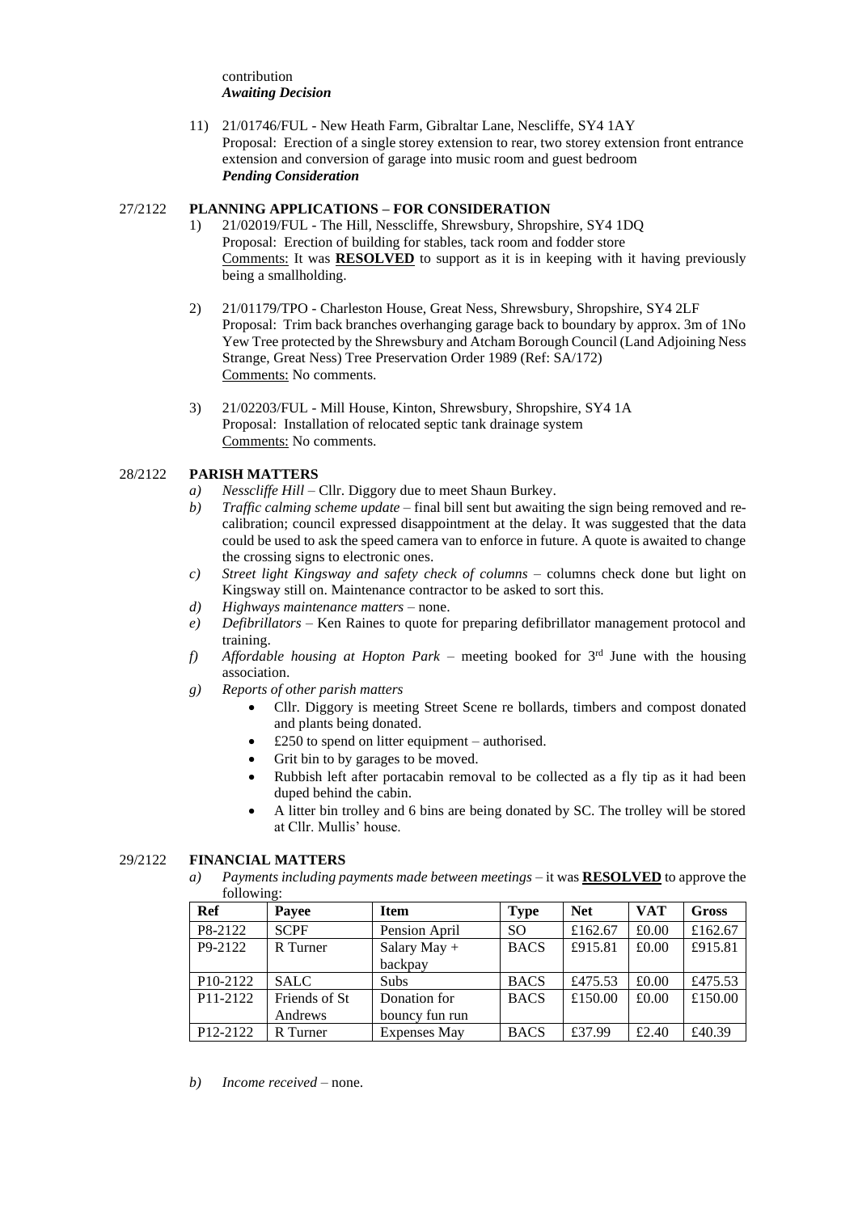contribution
***Awaiting Decision***

11) 21/01746/FUL - New Heath Farm, Gibraltar Lane, Nescliffe, SY4 1AY
Proposal: Erection of a single storey extension to rear, two storey extension front entrance extension and conversion of garage into music room and guest bedroom
***Pending Consideration***

27/2122 **PLANNING APPLICATIONS – FOR CONSIDERATION**

1) 21/02019/FUL - The Hill, Nesscliffe, Shrewsbury, Shropshire, SY4 1DQ
Proposal: Erection of building for stables, tack room and fodder store
Comments: It was **RESOLVED** to support as it is in keeping with it having previously being a smallholding.

2) 21/01179/TPO - Charleston House, Great Ness, Shrewsbury, Shropshire, SY4 2LF
Proposal: Trim back branches overhanging garage back to boundary by approx. 3m of 1No Yew Tree protected by the Shrewsbury and Atcham Borough Council (Land Adjoining Ness Strange, Great Ness) Tree Preservation Order 1989 (Ref: SA/172)
Comments: No comments.

3) 21/02203/FUL - Mill House, Kinton, Shrewsbury, Shropshire, SY4 1A
Proposal: Installation of relocated septic tank drainage system
Comments: No comments.

28/2122 **PARISH MATTERS**

*a) Nesscliffe Hill* – Cllr. Diggory due to meet Shaun Burkey.
*b) Traffic calming scheme update* – final bill sent but awaiting the sign being removed and re-calibration; council expressed disappointment at the delay. It was suggested that the data could be used to ask the speed camera van to enforce in future. A quote is awaited to change the crossing signs to electronic ones.
*c) Street light Kingsway and safety check of columns* – columns check done but light on Kingsway still on. Maintenance contractor to be asked to sort this.
*d) Highways maintenance matters* – none.
*e) Defibrillators* – Ken Raines to quote for preparing defibrillator management protocol and training.
*f) Affordable housing at Hopton Park* – meeting booked for 3rd June with the housing association.
*g) Reports of other parish matters*
- Cllr. Diggory is meeting Street Scene re bollards, timbers and compost donated and plants being donated.
- £250 to spend on litter equipment – authorised.
- Grit bin to by garages to be moved.
- Rubbish left after portacabin removal to be collected as a fly tip as it had been duped behind the cabin.
- A litter bin trolley and 6 bins are being donated by SC. The trolley will be stored at Cllr. Mullis' house.

29/2122 **FINANCIAL MATTERS**

*a) Payments including payments made between meetings* – it was **RESOLVED** to approve the following:

| Ref | Payee | Item | Type | Net | VAT | Gross |
|---|---|---|---|---|---|---|
| P8-2122 | SCPF | Pension April | SO | £162.67 | £0.00 | £162.67 |
| P9-2122 | R Turner | Salary May + backpay | BACS | £915.81 | £0.00 | £915.81 |
| P10-2122 | SALC | Subs | BACS | £475.53 | £0.00 | £475.53 |
| P11-2122 | Friends of St Andrews | Donation for bouncy fun run | BACS | £150.00 | £0.00 | £150.00 |
| P12-2122 | R Turner | Expenses May | BACS | £37.99 | £2.40 | £40.39 |

*b) Income received* – none.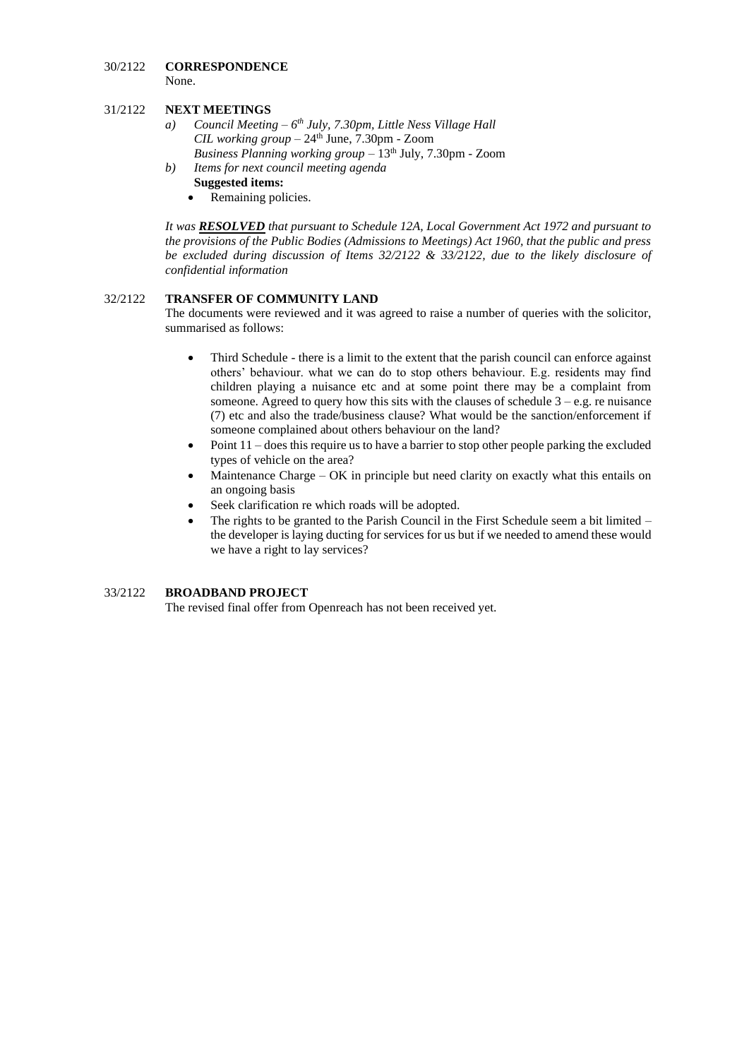30/2122 **CORRESPONDENCE**

None.

31/2122 **NEXT MEETINGS**

*a) Council Meeting – 6th July, 7.30pm, Little Ness Village Hall*
*CIL working group* – 24th June, 7.30pm - Zoom
*Business Planning working group* – 13th July, 7.30pm - Zoom

*b) Items for next council meeting agenda*

**Suggested items:**

- Remaining policies.

*It was* ***RESOLVED*** *that pursuant to Schedule 12A, Local Government Act 1972 and pursuant to the provisions of the Public Bodies (Admissions to Meetings) Act 1960, that the public and press be excluded during discussion of Items 32/2122 & 33/2122, due to the likely disclosure of confidential information*

32/2122 **TRANSFER OF COMMUNITY LAND**

The documents were reviewed and it was agreed to raise a number of queries with the solicitor, summarised as follows:

- Third Schedule - there is a limit to the extent that the parish council can enforce against others' behaviour. what we can do to stop others behaviour. E.g. residents may find children playing a nuisance etc and at some point there may be a complaint from someone. Agreed to query how this sits with the clauses of schedule 3 – e.g. re nuisance (7) etc and also the trade/business clause? What would be the sanction/enforcement if someone complained about others behaviour on the land?
- Point 11 – does this require us to have a barrier to stop other people parking the excluded types of vehicle on the area?
- Maintenance Charge – OK in principle but need clarity on exactly what this entails on an ongoing basis
- Seek clarification re which roads will be adopted.
- The rights to be granted to the Parish Council in the First Schedule seem a bit limited – the developer is laying ducting for services for us but if we needed to amend these would we have a right to lay services?

33/2122 **BROADBAND PROJECT**

The revised final offer from Openreach has not been received yet.